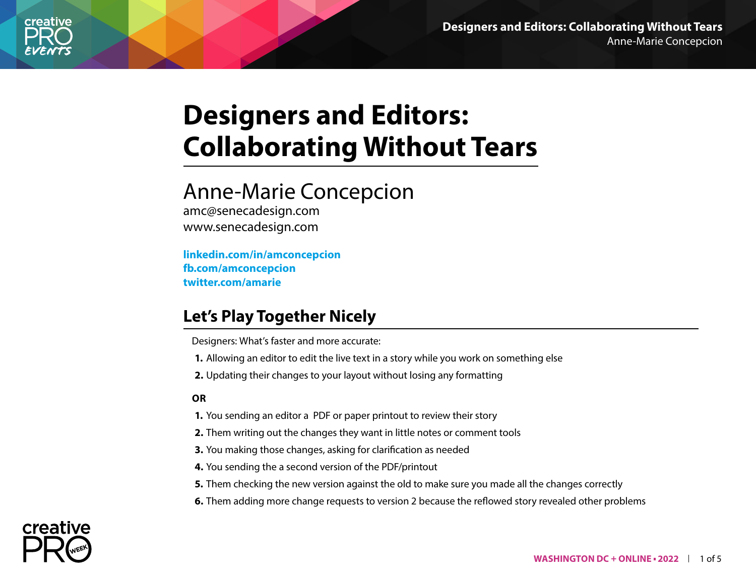# Designers and Editors: Collaborating Without Tears

## Anne-Marie Concepcion

amc@senecadesign.com
www.senecadesign.com

**linkedin.com/in/amconcepcion**
**fb.com/amconcepcion**
**twitter.com/amarie**

## Let's Play Together Nicely

Designers: What's faster and more accurate:

1. Allowing an editor to edit the live text in a story while you work on something else
2. Updating their changes to your layout without losing any formatting

**OR**

1. You sending an editor a  PDF or paper printout to review their story
2. Them writing out the changes they want in little notes or comment tools
3. You making those changes, asking for clarification as needed
4. You sending the a second version of the PDF/printout
5. Them checking the new version against the old to make sure you made all the changes correctly
6. Them adding more change requests to version 2 because the reflowed story revealed other problems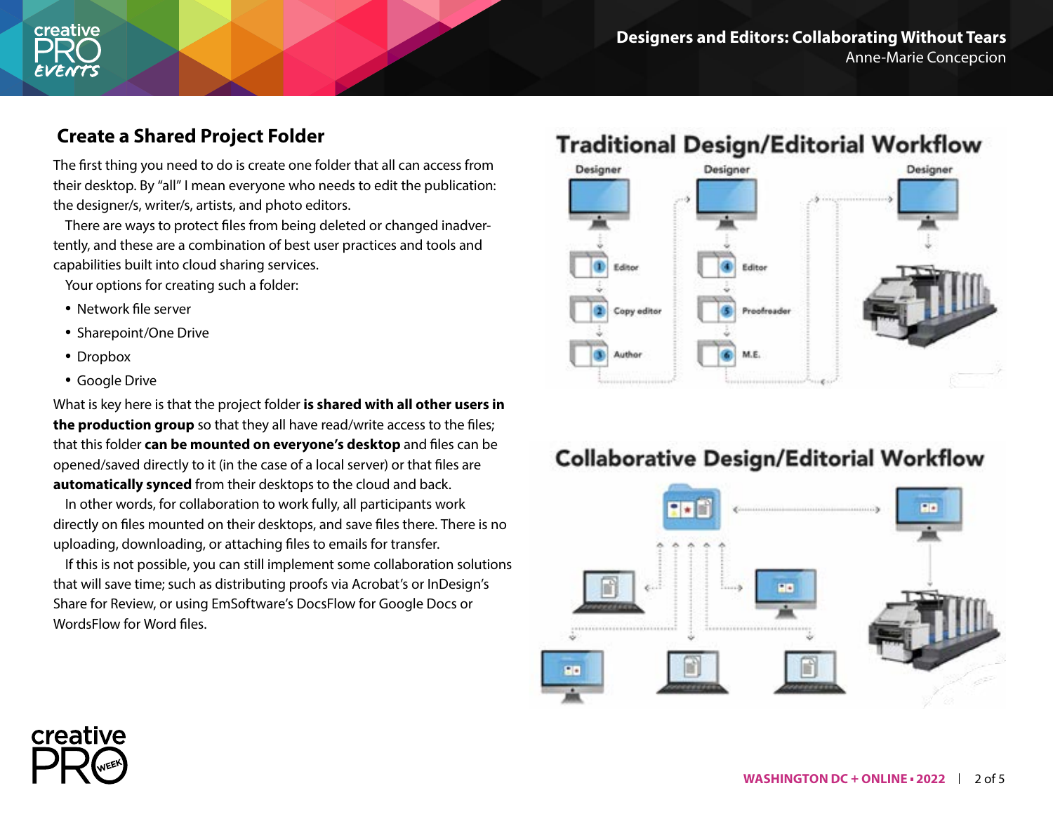## Create a Shared Project Folder

The first thing you need to do is create one folder that all can access from their desktop. By "all" I mean everyone who needs to edit the publication: the designer/s, writer/s, artists, and photo editors.

There are ways to protect files from being deleted or changed inadvertently, and these are a combination of best user practices and tools and capabilities built into cloud sharing services.

Your options for creating such a folder:

- Network file server
- Sharepoint/One Drive
- Dropbox
- Google Drive

What is key here is that the project folder **is shared with all other users in the production group** so that they all have read/write access to the files; that this folder **can be mounted on everyone's desktop** and files can be opened/saved directly to it (in the case of a local server) or that files are **automatically synced** from their desktops to the cloud and back.

In other words, for collaboration to work fully, all participants work directly on files mounted on their desktops, and save files there. There is no uploading, downloading, or attaching files to emails for transfer.

If this is not possible, you can still implement some collaboration solutions that will save time; such as distributing proofs via Acrobat's or InDesign's Share for Review, or using EmSoftware's DocsFlow for Google Docs or WordsFlow for Word files.

### Traditional Design/Editorial Workflow

Designer → 1 Editor → 2 Copy editor → 3 Author → Designer → 4 Editor → 5 Proofreader → 6 M.E. → Designer

### Collaborative Design/Editorial Workflow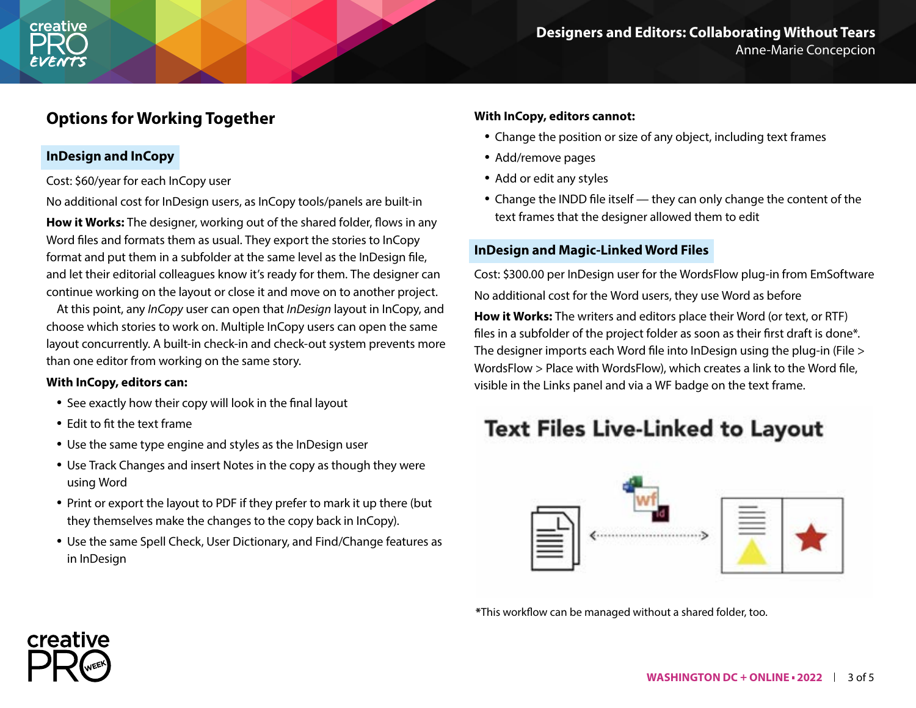## Options for Working Together

### InDesign and InCopy

Cost: $60/year for each InCopy user

No additional cost for InDesign users, as InCopy tools/panels are built-in

**How it Works:** The designer, working out of the shared folder, flows in any Word files and formats them as usual. They export the stories to InCopy format and put them in a subfolder at the same level as the InDesign file, and let their editorial colleagues know it's ready for them. The designer can continue working on the layout or close it and move on to another project.

At this point, any *InCopy* user can open that *InDesign* layout in InCopy, and choose which stories to work on. Multiple InCopy users can open the same layout concurrently. A built-in check-in and check-out system prevents more than one editor from working on the same story.

**With InCopy, editors can:**

- See exactly how their copy will look in the final layout
- Edit to fit the text frame
- Use the same type engine and styles as the InDesign user
- Use Track Changes and insert Notes in the copy as though they were using Word
- Print or export the layout to PDF if they prefer to mark it up there (but they themselves make the changes to the copy back in InCopy).
- Use the same Spell Check, User Dictionary, and Find/Change features as in InDesign

**With InCopy, editors cannot:**

- Change the position or size of any object, including text frames
- Add/remove pages
- Add or edit any styles
- Change the INDD file itself — they can only change the content of the text frames that the designer allowed them to edit

### InDesign and Magic-Linked Word Files

Cost: $300.00 per InDesign user for the WordsFlow plug-in from EmSoftware

No additional cost for the Word users, they use Word as before

**How it Works:** The writers and editors place their Word (or text, or RTF) files in a subfolder of the project folder as soon as their first draft is done*. The designer imports each Word file into InDesign using the plug-in (File > WordsFlow > Place with WordsFlow), which creates a link to the Word file, visible in the Links panel and via a WF badge on the text frame.

*This workflow can be managed without a shared folder, too.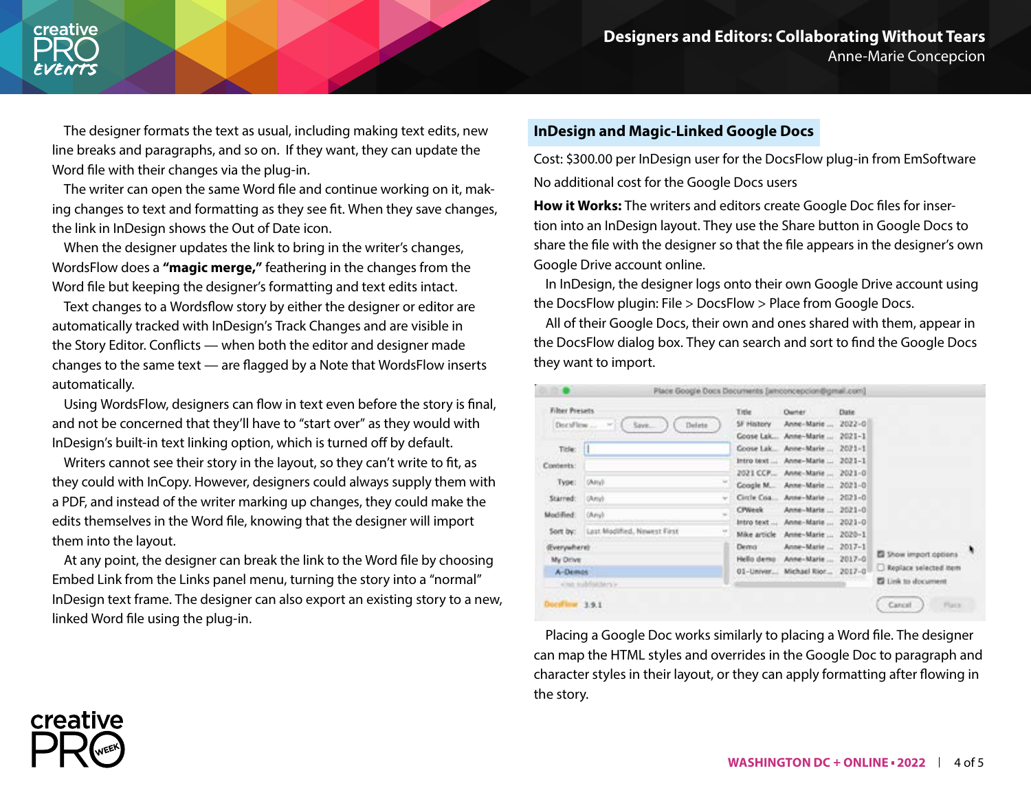The designer formats the text as usual, including making text edits, new line breaks and paragraphs, and so on. If they want, they can update the Word file with their changes via the plug-in.

The writer can open the same Word file and continue working on it, making changes to text and formatting as they see fit. When they save changes, the link in InDesign shows the Out of Date icon.

When the designer updates the link to bring in the writer's changes, WordsFlow does a **"magic merge,"** feathering in the changes from the Word file but keeping the designer's formatting and text edits intact.

Text changes to a Wordsflow story by either the designer or editor are automatically tracked with InDesign's Track Changes and are visible in the Story Editor. Conflicts — when both the editor and designer made changes to the same text — are flagged by a Note that WordsFlow inserts automatically.

Using WordsFlow, designers can flow in text even before the story is final, and not be concerned that they'll have to "start over" as they would with InDesign's built-in text linking option, which is turned off by default.

Writers cannot see their story in the layout, so they can't write to fit, as they could with InCopy. However, designers could always supply them with a PDF, and instead of the writer marking up changes, they could make the edits themselves in the Word file, knowing that the designer will import them into the layout.

At any point, the designer can break the link to the Word file by choosing Embed Link from the Links panel menu, turning the story into a "normal" InDesign text frame. The designer can also export an existing story to a new, linked Word file using the plug-in.

## InDesign and Magic-Linked Google Docs

Cost: $300.00 per InDesign user for the DocsFlow plug-in from EmSoftware

No additional cost for the Google Docs users

**How it Works:** The writers and editors create Google Doc files for insertion into an InDesign layout. They use the Share button in Google Docs to share the file with the designer so that the file appears in the designer's own Google Drive account online.

In InDesign, the designer logs onto their own Google Drive account using the DocsFlow plugin: File > DocsFlow > Place from Google Docs.

All of their Google Docs, their own and ones shared with them, appear in the DocsFlow dialog box. They can search and sort to find the Google Docs they want to import.

Placing a Google Doc works similarly to placing a Word file. The designer can map the HTML styles and overrides in the Google Doc to paragraph and character styles in their layout, or they can apply formatting after flowing in the story.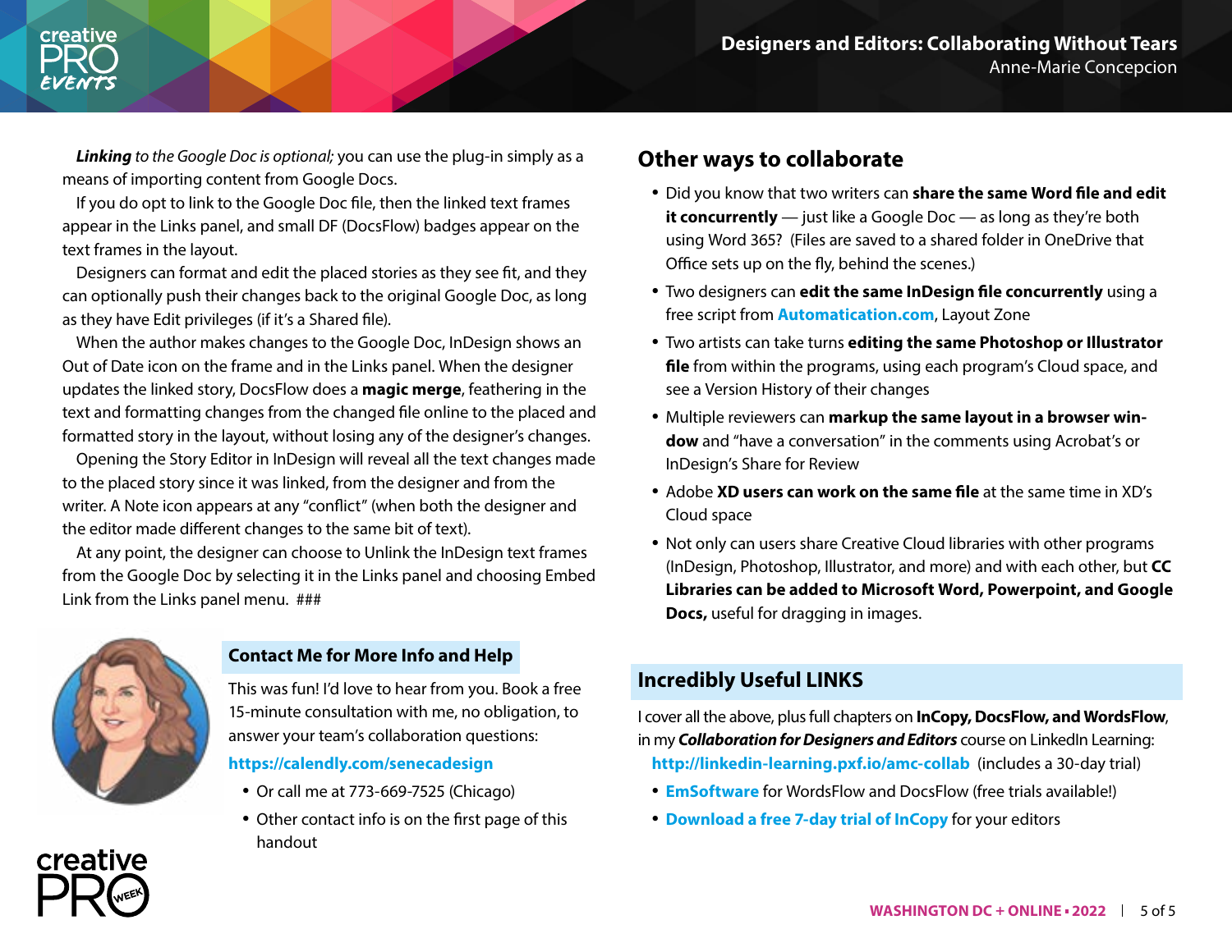***Linking** to the Google Doc is optional;* you can use the plug-in simply as a means of importing content from Google Docs.

If you do opt to link to the Google Doc file, then the linked text frames appear in the Links panel, and small DF (DocsFlow) badges appear on the text frames in the layout.

Designers can format and edit the placed stories as they see fit, and they can optionally push their changes back to the original Google Doc, as long as they have Edit privileges (if it's a Shared file).

When the author makes changes to the Google Doc, InDesign shows an Out of Date icon on the frame and in the Links panel. When the designer updates the linked story, DocsFlow does a **magic merge**, feathering in the text and formatting changes from the changed file online to the placed and formatted story in the layout, without losing any of the designer's changes.

Opening the Story Editor in InDesign will reveal all the text changes made to the placed story since it was linked, from the designer and from the writer. A Note icon appears at any "conflict" (when both the designer and the editor made different changes to the same bit of text).

At any point, the designer can choose to Unlink the InDesign text frames from the Google Doc by selecting it in the Links panel and choosing Embed Link from the Links panel menu. ###

### Contact Me for More Info and Help

This was fun! I'd love to hear from you. Book a free 15-minute consultation with me, no obligation, to answer your team's collaboration questions:

**https://calendly.com/senecadesign**

- Or call me at 773-669-7525 (Chicago)
- Other contact info is on the first page of this handout

## Other ways to collaborate

- Did you know that two writers can **share the same Word file and edit it concurrently** — just like a Google Doc — as long as they're both using Word 365? (Files are saved to a shared folder in OneDrive that Office sets up on the fly, behind the scenes.)
- Two designers can **edit the same InDesign file concurrently** using a free script from **Automatication.com**, Layout Zone
- Two artists can take turns **editing the same Photoshop or Illustrator file** from within the programs, using each program's Cloud space, and see a Version History of their changes
- Multiple reviewers can **markup the same layout in a browser window** and "have a conversation" in the comments using Acrobat's or InDesign's Share for Review
- Adobe **XD users can work on the same file** at the same time in XD's Cloud space
- Not only can users share Creative Cloud libraries with other programs (InDesign, Photoshop, Illustrator, and more) and with each other, but **CC Libraries can be added to Microsoft Word, Powerpoint, and Google Docs,** useful for dragging in images.

## Incredibly Useful LINKS

I cover all the above, plus full chapters on **InCopy, DocsFlow, and WordsFlow**, in my ***Collaboration for Designers and Editors*** course on LinkedIn Learning:

**http://linkedin-learning.pxf.io/amc-collab** (includes a 30-day trial)

- **EmSoftware** for WordsFlow and DocsFlow (free trials available!)
- **Download a free 7-day trial of InCopy** for your editors